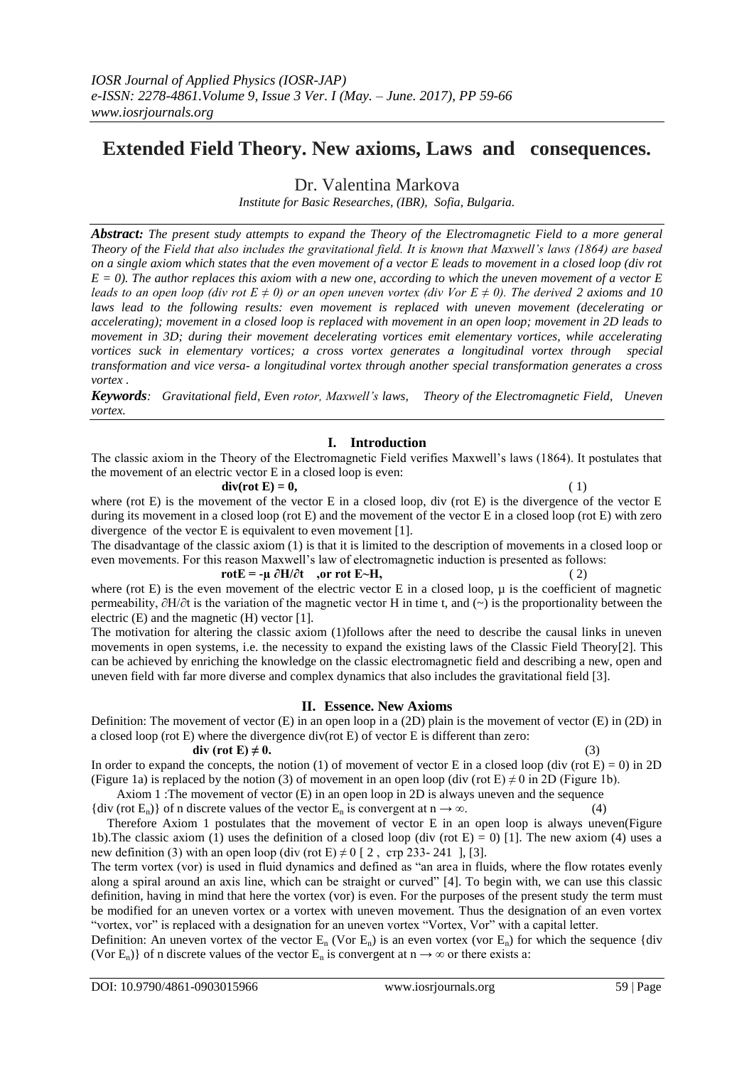# Extended Field Theory. New axioms, Laws and consequences.

Dr. Valentina Markova

*Institute for Basic Researches, (IBR), Sofia, Bulgaria.*

***Abstract:*** *The present study attempts to expand the Theory of the Electromagnetic Field to a more general Theory of the Field that also includes the gravitational field. It is known that Maxwell's laws (1864) are based on a single axiom which states that the even movement of a vector E leads to movement in a closed loop (div rot E = 0). The author replaces this axiom with a new one, according to which the uneven movement of a vector E leads to an open loop (div rot E ≠ 0) or an open uneven vortex (div Vor E ≠ 0). The derived 2 axioms and 10 laws lead to the following results: even movement is replaced with uneven movement (decelerating or accelerating); movement in a closed loop is replaced with movement in an open loop; movement in 2D leads to movement in 3D; during their movement decelerating vortices emit elementary vortices, while accelerating vortices suck in elementary vortices; a cross vortex generates a longitudinal vortex through special transformation and vice versa- a longitudinal vortex through another special transformation generates a cross vortex .*

***Keywords****: Gravitational field, Even rotor, Maxwell's laws, Theory of the Electromagnetic Field, Uneven vortex.*

## I. Introduction

The classic axiom in the Theory of the Electromagnetic Field verifies Maxwell's laws (1864). It postulates that the movement of an electric vector E in a closed loop is even:

$$\mathbf{div(rot\ E) = 0,} \quad (1)$$

where (rot E) is the movement of the vector E in a closed loop, div (rot E) is the divergence of the vector E during its movement in a closed loop (rot E) and the movement of the vector E in a closed loop (rot E) with zero divergence of the vector E is equivalent to even movement [1].

The disadvantage of the classic axiom (1) is that it is limited to the description of movements in a closed loop or even movements. For this reason Maxwell's law of electromagnetic induction is presented as follows:

$$\mathbf{rotE = -\mu\ \partial H/\partial t \quad ,or\ rot\ E{\sim}H,} \quad (2)$$

where (rot E) is the even movement of the electric vector E in a closed loop, μ is the coefficient of magnetic permeability, ∂H/∂t is the variation of the magnetic vector H in time t, and (~) is the proportionality between the electric (E) and the magnetic (H) vector [1].

The motivation for altering the classic axiom (1)follows after the need to describe the causal links in uneven movements in open systems, i.e. the necessity to expand the existing laws of the Classic Field Theory[2]. This can be achieved by enriching the knowledge on the classic electromagnetic field and describing a new, open and uneven field with far more diverse and complex dynamics that also includes the gravitational field [3].

## II. Essence. New Axioms

Definition: The movement of vector (E) in an open loop in a (2D) plain is the movement of vector (E) in (2D) in a closed loop (rot E) where the divergence div(rot E) of vector E is different than zero:

$$\mathbf{div\ (rot\ E) \neq 0.} \quad (3)$$

In order to expand the concepts, the notion (1) of movement of vector E in a closed loop (div (rot E) = 0) in 2D (Figure 1a) is replaced by the notion (3) of movement in an open loop (div (rot E) ≠ 0 in 2D (Figure 1b).

Axiom 1 :The movement of vector (E) in an open loop in 2D is always uneven and the sequence {div (rot $E_n$)} of n discrete values of the vector $E_n$ is convergent at $n \to \infty$. (4)

Therefore Axiom 1 postulates that the movement of vector E in an open loop is always uneven(Figure 1b).The classic axiom (1) uses the definition of a closed loop (div (rot E) = 0) [1]. The new axiom (4) uses a new definition (3) with an open loop (div (rot E) ≠ 0 [ 2 , стр 233- 241 ], [3].

The term vortex (vor) is used in fluid dynamics and defined as "an area in fluids, where the flow rotates evenly along a spiral around an axis line, which can be straight or curved" [4]. To begin with, we can use this classic definition, having in mind that here the vortex (vor) is even. For the purposes of the present study the term must be modified for an uneven vortex or a vortex with uneven movement. Thus the designation of an even vortex "vortex, vor" is replaced with a designation for an uneven vortex "Vortex, Vor" with a capital letter.

Definition: An uneven vortex of the vector $E_n$ (Vor $E_n$) is an even vortex (vor $E_n$) for which the sequence {div (Vor $E_n$)} of n discrete values of the vector $E_n$ is convergent at $n \to \infty$ or there exists a: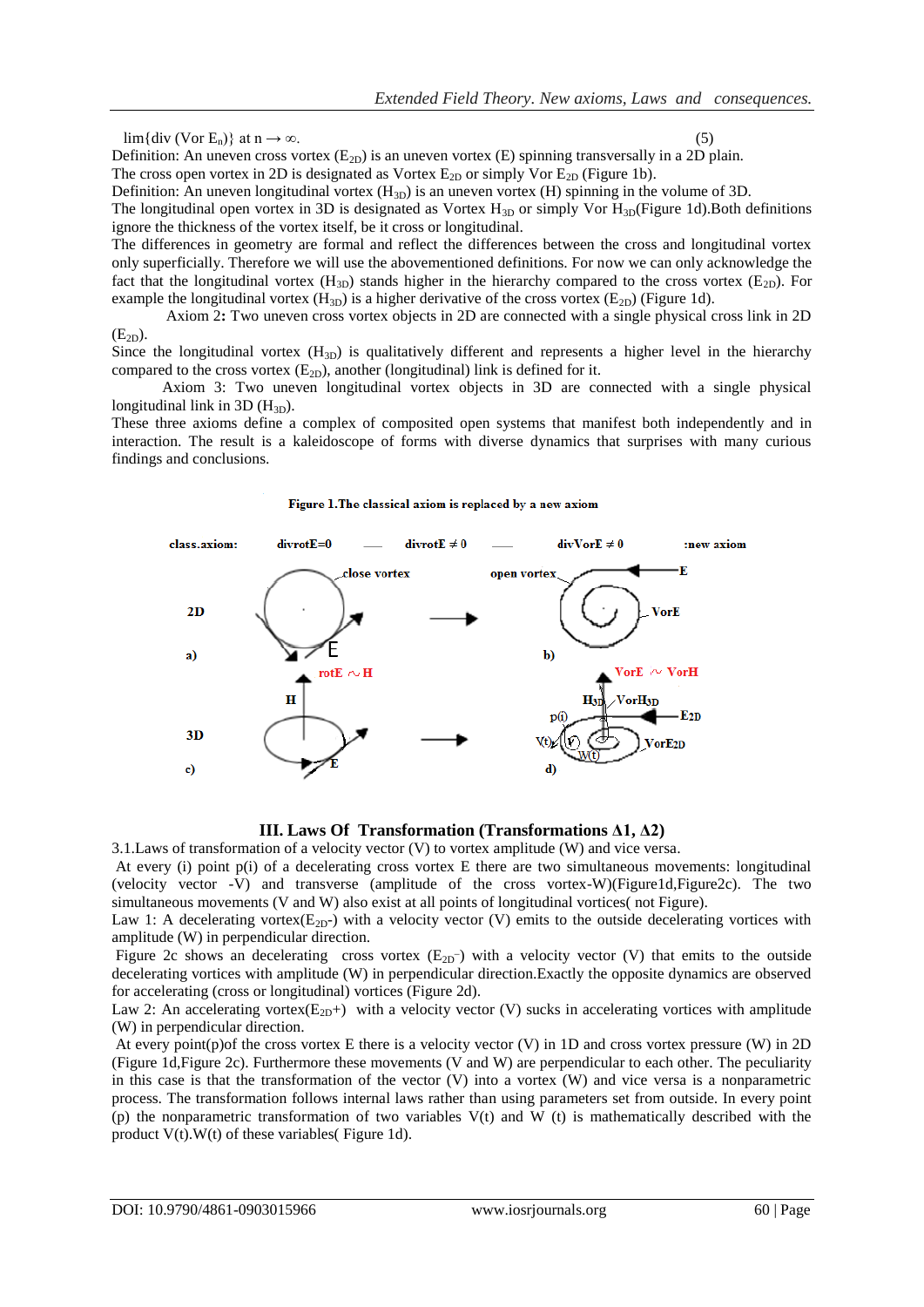$\lim\{\text{div (Vor } E_n)\}$ at $n \to \infty$. (5)

Definition: An uneven cross vortex ($E_{2D}$) is an uneven vortex (E) spinning transversally in a 2D plain.
The cross open vortex in 2D is designated as Vortex $E_{2D}$ or simply Vor $E_{2D}$ (Figure 1b).
Definition: An uneven longitudinal vortex ($H_{3D}$) is an uneven vortex (H) spinning in the volume of 3D.
The longitudinal open vortex in 3D is designated as Vortex $H_{3D}$ or simply Vor $H_{3D}$(Figure 1d).Both definitions ignore the thickness of the vortex itself, be it cross or longitudinal.
The differences in geometry are formal and reflect the differences between the cross and longitudinal vortex only superficially. Therefore we will use the abovementioned definitions. For now we can only acknowledge the fact that the longitudinal vortex ($H_{3D}$) stands higher in the hierarchy compared to the cross vortex ($E_{2D}$). For example the longitudinal vortex ($H_{3D}$) is a higher derivative of the cross vortex ($E_{2D}$) (Figure 1d).

Axiom 2**:** Two uneven cross vortex objects in 2D are connected with a single physical cross link in 2D ($E_{2D}$).

Since the longitudinal vortex ($H_{3D}$) is qualitatively different and represents a higher level in the hierarchy compared to the cross vortex ($E_{2D}$), another (longitudinal) link is defined for it.

Axiom 3: Two uneven longitudinal vortex objects in 3D are connected with a single physical longitudinal link in 3D ($H_{3D}$).

These three axioms define a complex of composited open systems that manifest both independently and in interaction. The result is a kaleidoscope of forms with diverse dynamics that surprises with many curious findings and conclusions.

**Figure 1.The classical axiom is replaced by a new axiom**

## III. Laws Of Transformation (Transformations Δ1, Δ2)

3.1.Laws of transformation of a velocity vector (V) to vortex amplitude (W) and vice versa.

At every (i) point p(i) of a decelerating cross vortex E there are two simultaneous movements: longitudinal (velocity vector -V) and transverse (amplitude of the cross vortex-W)(Figure1d,Figure2c). The two simultaneous movements (V and W) also exist at all points of longitudinal vortices( not Figure).

Law 1: A decelerating vortex($E_{2D}$-) with a velocity vector (V) emits to the outside decelerating vortices with amplitude (W) in perpendicular direction.

Figure 2c shows an decelerating cross vortex ($E_{2D}^-$) with a velocity vector (V) that emits to the outside decelerating vortices with amplitude (W) in perpendicular direction.Exactly the opposite dynamics are observed for accelerating (cross or longitudinal) vortices (Figure 2d).

Law 2: An accelerating vortex($E_{2D}$+) with a velocity vector (V) sucks in accelerating vortices with amplitude (W) in perpendicular direction.

At every point(p)of the cross vortex E there is a velocity vector (V) in 1D and cross vortex pressure (W) in 2D (Figure 1d,Figure 2c). Furthermore these movements (V and W) are perpendicular to each other. The peculiarity in this case is that the transformation of the vector (V) into a vortex (W) and vice versa is a nonparametric process. The transformation follows internal laws rather than using parameters set from outside. In every point (p) the nonparametric transformation of two variables V(t) and W (t) is mathematically described with the product V(t).W(t) of these variables( Figure 1d).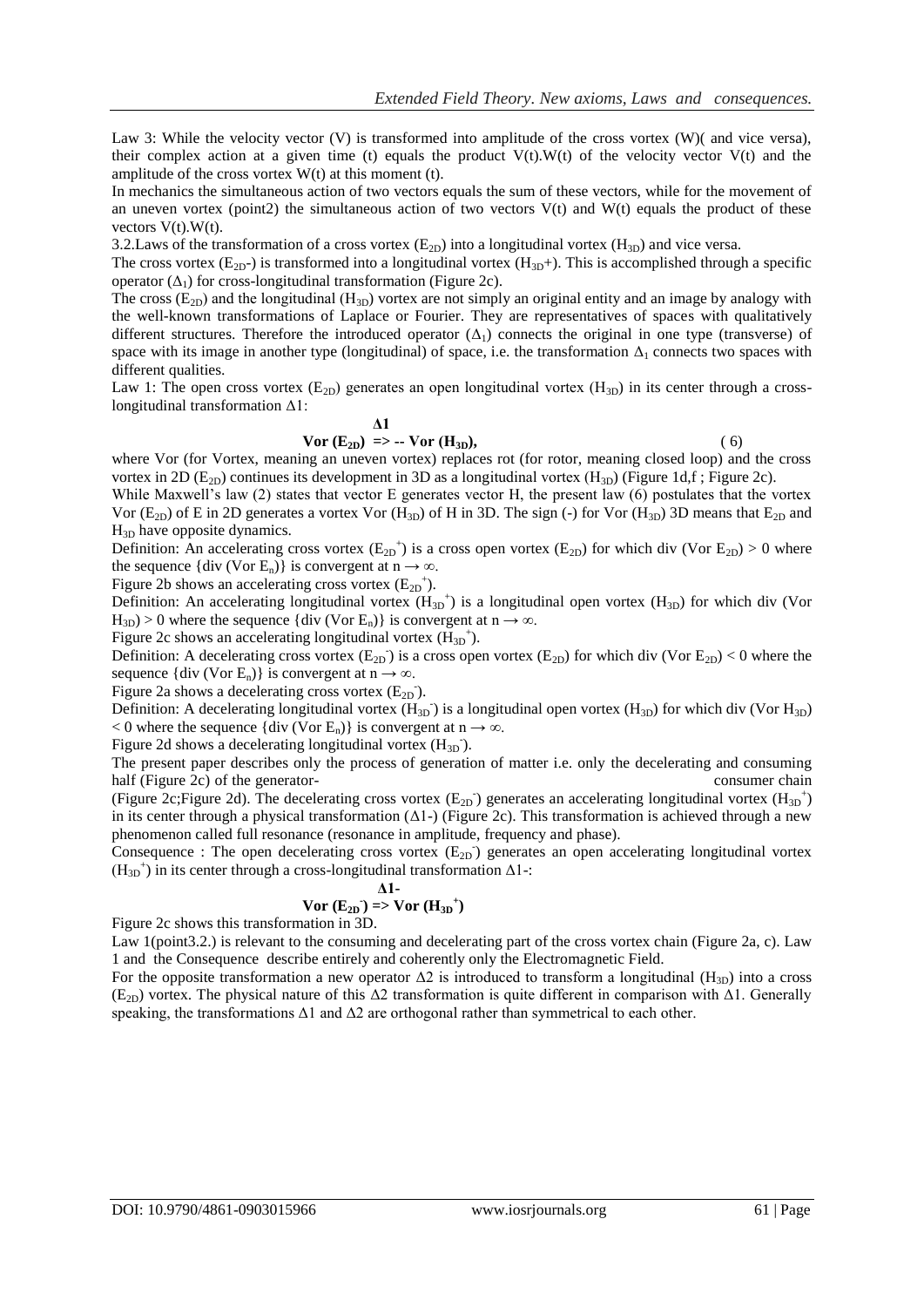Law 3: While the velocity vector (V) is transformed into amplitude of the cross vortex (W)( and vice versa), their complex action at a given time (t) equals the product V(t).W(t) of the velocity vector V(t) and the amplitude of the cross vortex W(t) at this moment (t).

In mechanics the simultaneous action of two vectors equals the sum of these vectors, while for the movement of an uneven vortex (point2) the simultaneous action of two vectors V(t) and W(t) equals the product of these vectors V(t).W(t).

3.2.Laws of the transformation of a cross vortex ($E_{2D}$) into a longitudinal vortex ($H_{3D}$) and vice versa.

The cross vortex ($E_{2D}$-) is transformed into a longitudinal vortex ($H_{3D}$+). This is accomplished through a specific operator ($\Delta_1$) for cross-longitudinal transformation (Figure 2c).

The cross ($E_{2D}$) and the longitudinal ($H_{3D}$) vortex are not simply an original entity and an image by analogy with the well-known transformations of Laplace or Fourier. They are representatives of spaces with qualitatively different structures. Therefore the introduced operator ($\Delta_1$) connects the original in one type (transverse) of space with its image in another type (longitudinal) of space, i.e. the transformation $\Delta_1$ connects two spaces with different qualities.

Law 1: The open cross vortex ($E_{2D}$) generates an open longitudinal vortex ($H_{3D}$) in its center through a cross-longitudinal transformation $\Delta 1$:

$$\mathbf{Vor}\ (\mathbf{E_{2D}}) \overset{\Delta 1}{\Longrightarrow} \mathbf{--\ Vor}\ (\mathbf{H_{3D}}), \qquad (6)$$

where Vor (for Vortex, meaning an uneven vortex) replaces rot (for rotor, meaning closed loop) and the cross vortex in 2D ($E_{2D}$) continues its development in 3D as a longitudinal vortex ($H_{3D}$) (Figure 1d,f ; Figure 2c).

While Maxwell's law (2) states that vector E generates vector H, the present law (6) postulates that the vortex Vor ($E_{2D}$) of E in 2D generates a vortex Vor ($H_{3D}$) of H in 3D. The sign (-) for Vor ($H_{3D}$) 3D means that $E_{2D}$ and $H_{3D}$ have opposite dynamics.

Definition: An accelerating cross vortex ($E_{2D}^{+}$) is a cross open vortex ($E_{2D}$) for which div (Vor $E_{2D}$) > 0 where the sequence {div (Vor $E_n$)} is convergent at $n \to \infty$.

Figure 2b shows an accelerating cross vortex ($E_{2D}^{+}$).

Definition: An accelerating longitudinal vortex ($H_{3D}^{+}$) is a longitudinal open vortex ($H_{3D}$) for which div (Vor $H_{3D}$) > 0 where the sequence {div (Vor $E_n$)} is convergent at $n \to \infty$.

Figure 2c shows an accelerating longitudinal vortex ($H_{3D}^{+}$).

Definition: A decelerating cross vortex ($E_{2D}^{-}$) is a cross open vortex ($E_{2D}$) for which div (Vor $E_{2D}$) < 0 where the sequence {div (Vor $E_n$)} is convergent at $n \to \infty$.

Figure 2a shows a decelerating cross vortex ($E_{2D}^{-}$).

Definition: A decelerating longitudinal vortex ($H_{3D}^{-}$) is a longitudinal open vortex ($H_{3D}$) for which div (Vor $H_{3D}$) < 0 where the sequence {div (Vor $E_n$)} is convergent at $n \to \infty$.

Figure 2d shows a decelerating longitudinal vortex ($H_{3D}^{-}$).

The present paper describes only the process of generation of matter i.e. only the decelerating and consuming half (Figure 2c) of the generator- consumer chain (Figure 2c;Figure 2d). The decelerating cross vortex ($E_{2D}^{-}$) generates an accelerating longitudinal vortex ($H_{3D}^{+}$) in its center through a physical transformation ($\Delta$1-) (Figure 2c). This transformation is achieved through a new phenomenon called full resonance (resonance in amplitude, frequency and phase).

Consequence : The open decelerating cross vortex ($E_{2D}^{-}$) generates an open accelerating longitudinal vortex ($H_{3D}^{+}$) in its center through a cross-longitudinal transformation $\Delta$1-:

$$\mathbf{Vor}\ (\mathbf{E_{2D}^{-}}) \overset{\Delta 1-}{\Longrightarrow} \mathbf{Vor}\ (\mathbf{H_{3D}^{+}})$$

Figure 2c shows this transformation in 3D.

Law 1(point3.2.) is relevant to the consuming and decelerating part of the cross vortex chain (Figure 2a, c). Law 1 and the Consequence describe entirely and coherently only the Electromagnetic Field.

For the opposite transformation a new operator $\Delta 2$ is introduced to transform a longitudinal ($H_{3D}$) into a cross ($E_{2D}$) vortex. The physical nature of this $\Delta 2$ transformation is quite different in comparison with $\Delta 1$. Generally speaking, the transformations $\Delta 1$ and $\Delta 2$ are orthogonal rather than symmetrical to each other.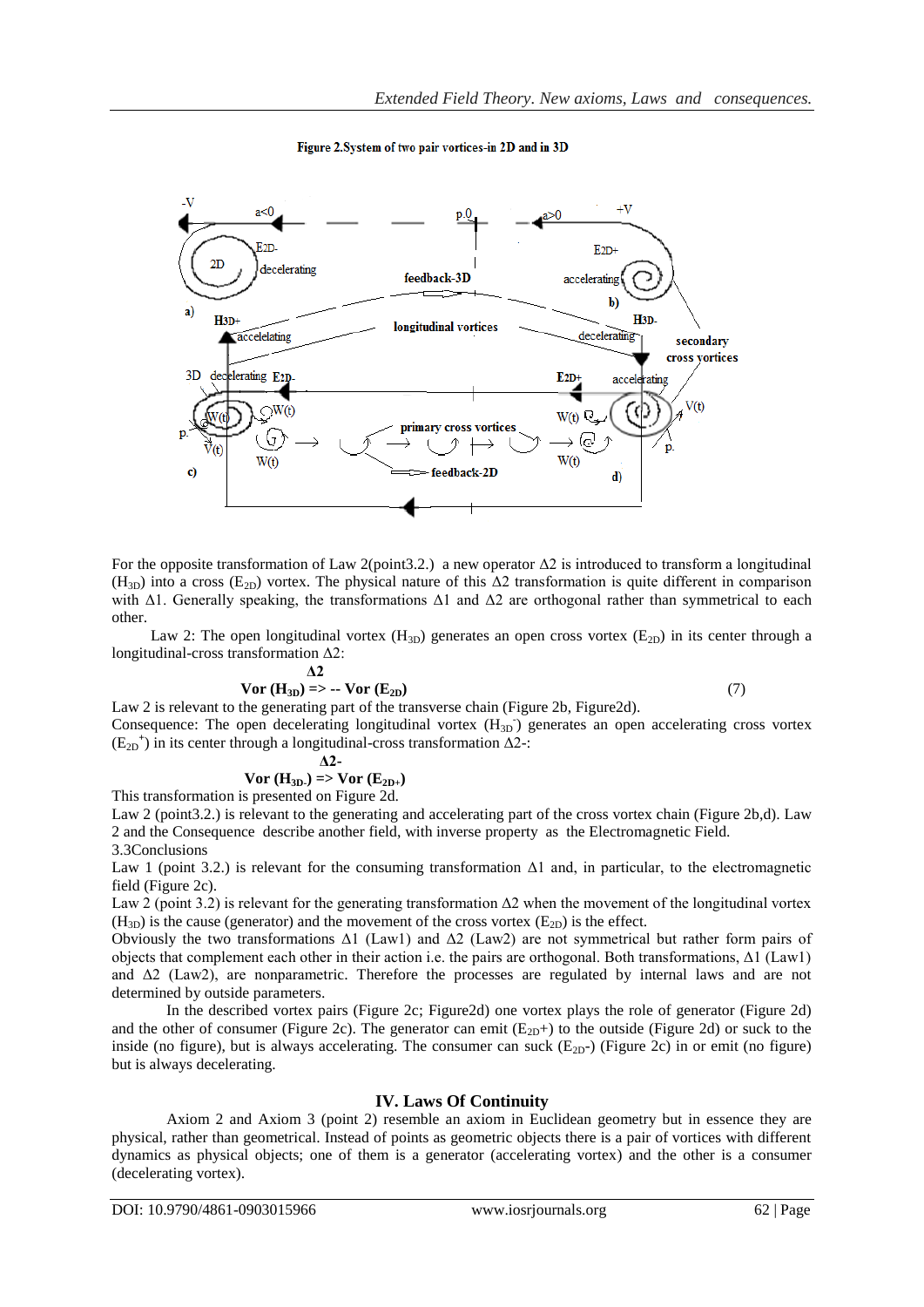**Figure 2.System of two pair vortices-in 2D and in 3D**

For the opposite transformation of Law 2(point3.2.) a new operator Δ2 is introduced to transform a longitudinal ($H_{3D}$) into a cross ($E_{2D}$) vortex. The physical nature of this Δ2 transformation is quite different in comparison with Δ1. Generally speaking, the transformations Δ1 and Δ2 are orthogonal rather than symmetrical to each other.

Law 2: The open longitudinal vortex ($H_{3D}$) generates an open cross vortex ($E_{2D}$) in its center through a longitudinal-cross transformation Δ2:

$$\mathbf{Vor}\,(\mathbf{H_{3D}}) \overset{\Delta 2}{\Longrightarrow} -\, \mathbf{Vor}\,(\mathbf{E_{2D}}) \qquad (7)$$

Law 2 is relevant to the generating part of the transverse chain (Figure 2b, Figure2d).

Consequence: The open decelerating longitudinal vortex ($H_{3D}^{-}$) generates an open accelerating cross vortex ($E_{2D}^{+}$) in its center through a longitudinal-cross transformation Δ2-:

$$\mathbf{Vor}\,(\mathbf{H_{3D-}}) \overset{\Delta 2-}{\Longrightarrow} \mathbf{Vor}\,(\mathbf{E_{2D+}})$$

This transformation is presented on Figure 2d.

Law 2 (point3.2.) is relevant to the generating and accelerating part of the cross vortex chain (Figure 2b,d). Law 2 and the Consequence describe another field, with inverse property as the Electromagnetic Field.

3.3Conclusions

Law 1 (point 3.2.) is relevant for the consuming transformation Δ1 and, in particular, to the electromagnetic field (Figure 2c).

Law 2 (point 3.2) is relevant for the generating transformation Δ2 when the movement of the longitudinal vortex ($H_{3D}$) is the cause (generator) and the movement of the cross vortex ($E_{2D}$) is the effect.

Obviously the two transformations Δ1 (Law1) and Δ2 (Law2) are not symmetrical but rather form pairs of objects that complement each other in their action i.e. the pairs are orthogonal. Both transformations, Δ1 (Law1) and Δ2 (Law2), are nonparametric. Therefore the processes are regulated by internal laws and are not determined by outside parameters.

In the described vortex pairs (Figure 2c; Figure2d) one vortex plays the role of generator (Figure 2d) and the other of consumer (Figure 2c). The generator can emit ($E_{2D}$+) to the outside (Figure 2d) or suck to the inside (no figure), but is always accelerating. The consumer can suck ($E_{2D}$-) (Figure 2c) in or emit (no figure) but is always decelerating.

## IV. Laws Of Continuity

Axiom 2 and Axiom 3 (point 2) resemble an axiom in Euclidean geometry but in essence they are physical, rather than geometrical. Instead of points as geometric objects there is a pair of vortices with different dynamics as physical objects; one of them is a generator (accelerating vortex) and the other is a consumer (decelerating vortex).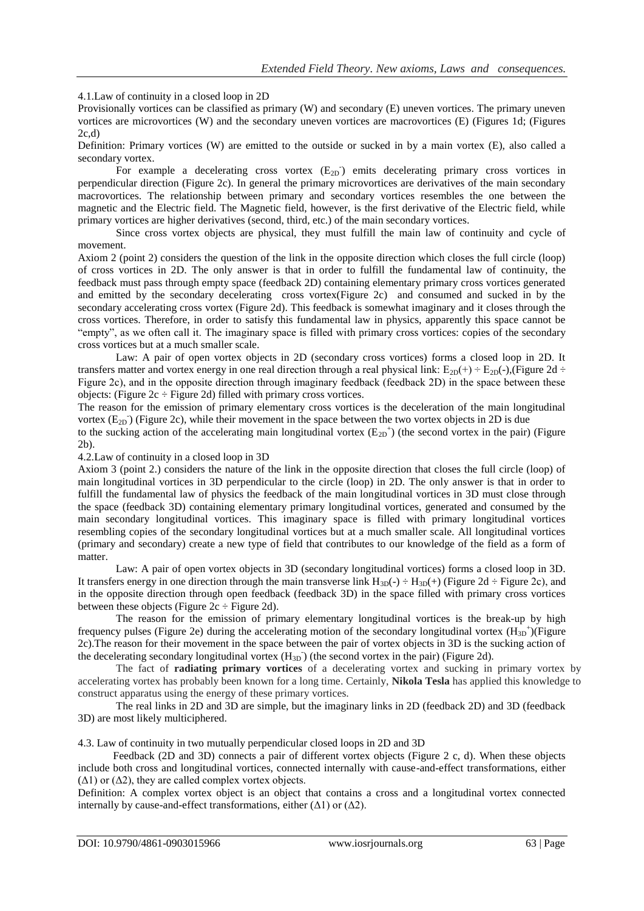### 4.1. Law of continuity in a closed loop in 2D

Provisionally vortices can be classified as primary (W) and secondary (E) uneven vortices. The primary uneven vortices are microvortices (W) and the secondary uneven vortices are macrovortices (E) (Figures 1d; (Figures 2c,d)

Definition: Primary vortices (W) are emitted to the outside or sucked in by a main vortex (E), also called a secondary vortex.

For example a decelerating cross vortex ($E_{2D}^{-}$) emits decelerating primary cross vortices in perpendicular direction (Figure 2c). In general the primary microvortices are derivatives of the main secondary macrovortices. The relationship between primary and secondary vortices resembles the one between the magnetic and the Electric field. The Magnetic field, however, is the first derivative of the Electric field, while primary vortices are higher derivatives (second, third, etc.) of the main secondary vortices.

Since cross vortex objects are physical, they must fulfill the main law of continuity and cycle of movement.

Axiom 2 (point 2) considers the question of the link in the opposite direction which closes the full circle (loop) of cross vortices in 2D. The only answer is that in order to fulfill the fundamental law of continuity, the feedback must pass through empty space (feedback 2D) containing elementary primary cross vortices generated and emitted by the secondary decelerating cross vortex(Figure 2c) and consumed and sucked in by the secondary accelerating cross vortex (Figure 2d). This feedback is somewhat imaginary and it closes through the cross vortices. Therefore, in order to satisfy this fundamental law in physics, apparently this space cannot be "empty", as we often call it. The imaginary space is filled with primary cross vortices: copies of the secondary cross vortices but at a much smaller scale.

Law: A pair of open vortex objects in 2D (secondary cross vortices) forms a closed loop in 2D. It transfers matter and vortex energy in one real direction through a real physical link: $E_{2D}(+) \div E_{2D}(-)$,(Figure 2d ÷ Figure 2c), and in the opposite direction through imaginary feedback (feedback 2D) in the space between these objects: (Figure 2c ÷ Figure 2d) filled with primary cross vortices.

The reason for the emission of primary elementary cross vortices is the deceleration of the main longitudinal vortex ($E_{2D}^{-}$) (Figure 2c), while their movement in the space between the two vortex objects in 2D is due to the sucking action of the accelerating main longitudinal vortex ($E_{2D}^{+}$) (the second vortex in the pair) (Figure 2b).

### 4.2. Law of continuity in a closed loop in 3D

Axiom 3 (point 2.) considers the nature of the link in the opposite direction that closes the full circle (loop) of main longitudinal vortices in 3D perpendicular to the circle (loop) in 2D. The only answer is that in order to fulfill the fundamental law of physics the feedback of the main longitudinal vortices in 3D must close through the space (feedback 3D) containing elementary primary longitudinal vortices, generated and consumed by the main secondary longitudinal vortices. This imaginary space is filled with primary longitudinal vortices resembling copies of the secondary longitudinal vortices but at a much smaller scale. All longitudinal vortices (primary and secondary) create a new type of field that contributes to our knowledge of the field as a form of matter.

Law: A pair of open vortex objects in 3D (secondary longitudinal vortices) forms a closed loop in 3D. It transfers energy in one direction through the main transverse link $H_{3D}(-) \div H_{3D}(+)$ (Figure 2d ÷ Figure 2c), and in the opposite direction through open feedback (feedback 3D) in the space filled with primary cross vortices between these objects (Figure 2c ÷ Figure 2d).

The reason for the emission of primary elementary longitudinal vortices is the break-up by high frequency pulses (Figure 2e) during the accelerating motion of the secondary longitudinal vortex ($H_{3D}^{+}$)(Figure 2c).The reason for their movement in the space between the pair of vortex objects in 3D is the sucking action of the decelerating secondary longitudinal vortex ($H_{3D}^{-}$) (the second vortex in the pair) (Figure 2d).

The fact of **radiating primary vortices** of a decelerating vortex and sucking in primary vortex by accelerating vortex has probably been known for a long time. Certainly, **Nikola Tesla** has applied this knowledge to construct apparatus using the energy of these primary vortices.

The real links in 2D and 3D are simple, but the imaginary links in 2D (feedback 2D) and 3D (feedback 3D) are most likely multiciphered.

### 4.3. Law of continuity in two mutually perpendicular closed loops in 2D and 3D

Feedback (2D and 3D) connects a pair of different vortex objects (Figure 2 c, d). When these objects include both cross and longitudinal vortices, connected internally with cause-and-effect transformations, either ($\Delta 1$) or ($\Delta 2$), they are called complex vortex objects.

Definition: A complex vortex object is an object that contains a cross and a longitudinal vortex connected internally by cause-and-effect transformations, either ($\Delta 1$) or ($\Delta 2$).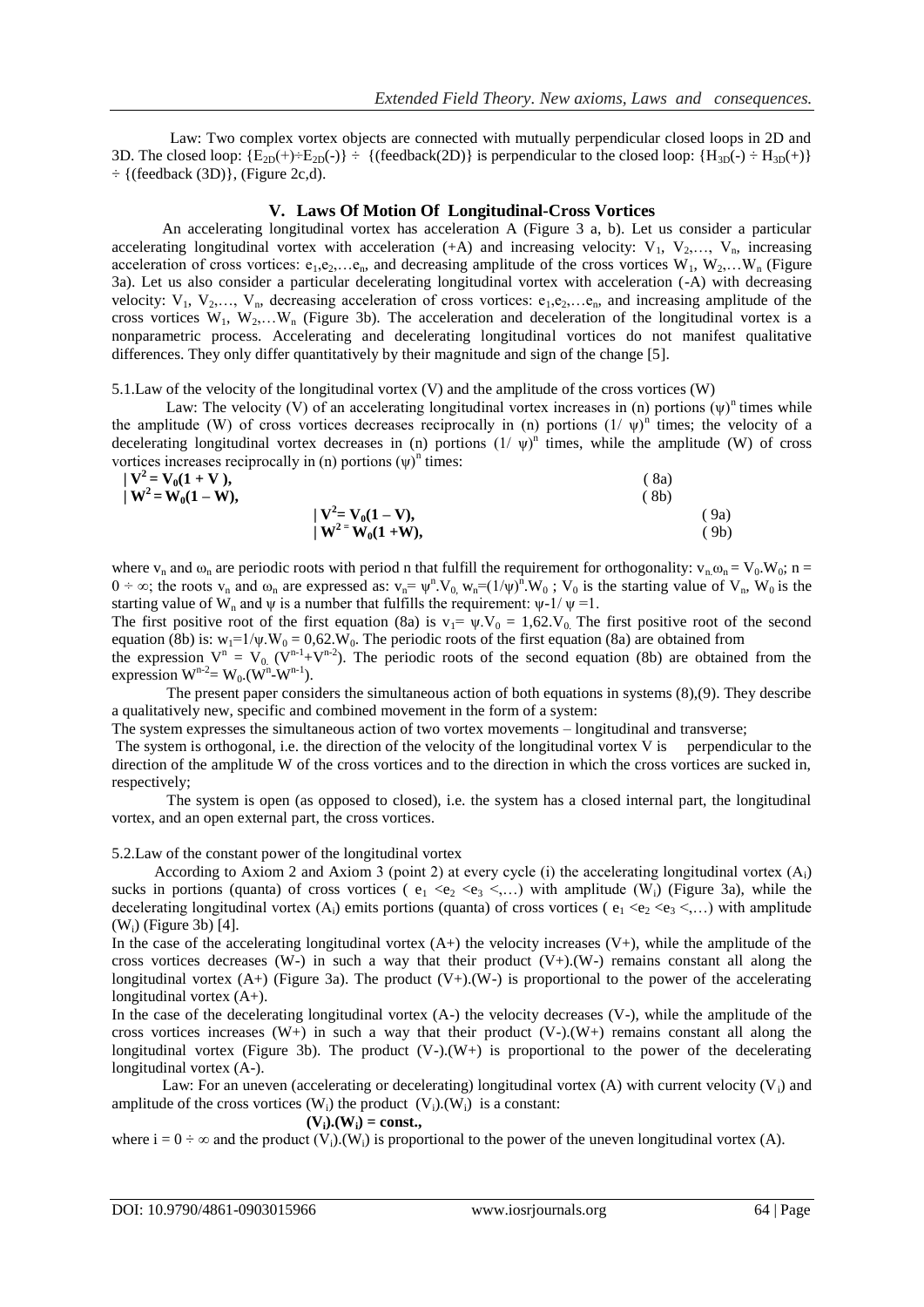Law: Two complex vortex objects are connected with mutually perpendicular closed loops in 2D and 3D. The closed loop: $\{E_{2D}(+)\div E_{2D}(-)\} \div \{(\text{feedback}(2D)\}$ is perpendicular to the closed loop: $\{H_{3D}(-) \div H_{3D}(+)\} \div \{(\text{feedback (3D)}\}$, (Figure 2c,d).

## V. Laws Of Motion Of Longitudinal-Cross Vortices

An accelerating longitudinal vortex has acceleration A (Figure 3 a, b). Let us consider a particular accelerating longitudinal vortex with acceleration (+A) and increasing velocity: $V_1, V_2,\ldots, V_n$, increasing acceleration of cross vortices: $e_1,e_2,\ldots e_n$, and decreasing amplitude of the cross vortices $W_1, W_2,\ldots W_n$ (Figure 3a). Let us also consider a particular decelerating longitudinal vortex with acceleration (-A) with decreasing velocity: $V_1, V_2,\ldots, V_n$, decreasing acceleration of cross vortices: $e_1,e_2,\ldots e_n$, and increasing amplitude of the cross vortices $W_1, W_2,\ldots W_n$ (Figure 3b). The acceleration and deceleration of the longitudinal vortex is a nonparametric process. Accelerating and decelerating longitudinal vortices do not manifest qualitative differences. They only differ quantitatively by their magnitude and sign of the change [5].

5.1.Law of the velocity of the longitudinal vortex (V) and the amplitude of the cross vortices (W)

Law: The velocity (V) of an accelerating longitudinal vortex increases in (n) portions $(\psi)^n$ times while the amplitude (W) of cross vortices decreases reciprocally in (n) portions $(1/\psi)^n$ times; the velocity of a decelerating longitudinal vortex decreases in (n) portions $(1/\psi)^n$ times, while the amplitude (W) of cross vortices increases reciprocally in (n) portions $(\psi)^n$ times:

$$| V^2 = V_0(1 + V), \qquad (8a)$$

$$| W^2 = W_0(1 - W), \qquad (8b)$$

$$| V^2 = V_0(1 - V), \qquad (9a)$$

$$| W^2 = W_0(1 + W), \qquad (9b)$$

where $v_n$ and $\omega_n$ are periodic roots with period n that fulfill the requirement for orthogonality: $v_n.\omega_n = V_0.W_0$; $n = 0 \div \infty$; the roots $v_n$ and $\omega_n$ are expressed as: $v_n = \psi^n.V_0$, $w_n=(1/\psi)^n.W_0$ ; $V_0$ is the starting value of $V_n$, $W_0$ is the starting value of $W_n$ and $\psi$ is a number that fulfills the requirement: $\psi$-$1/\psi =1$.

The first positive root of the first equation (8a) is $v_1= \psi.V_0 = 1{,}62.V_0$. The first positive root of the second equation (8b) is: $w_1=1/\psi.W_0 = 0{,}62.W_0$. The periodic roots of the first equation (8a) are obtained from the expression $V^n = V_0.(V^{n-1}+V^{n-2})$. The periodic roots of the second equation (8b) are obtained from the expression $W^{n-2}= W_0.(W^n-W^{n-1})$.

The present paper considers the simultaneous action of both equations in systems (8),(9). They describe a qualitatively new, specific and combined movement in the form of a system:

The system expresses the simultaneous action of two vortex movements – longitudinal and transverse;

The system is orthogonal, i.e. the direction of the velocity of the longitudinal vortex V is perpendicular to the direction of the amplitude W of the cross vortices and to the direction in which the cross vortices are sucked in, respectively;

The system is open (as opposed to closed), i.e. the system has a closed internal part, the longitudinal vortex, and an open external part, the cross vortices.

5.2.Law of the constant power of the longitudinal vortex

According to Axiom 2 and Axiom 3 (point 2) at every cycle (i) the accelerating longitudinal vortex ($A_i$) sucks in portions (quanta) of cross vortices ( $e_1 < e_2 < e_3 <,\ldots$) with amplitude ($W_i$) (Figure 3a), while the decelerating longitudinal vortex ($A_i$) emits portions (quanta) of cross vortices ( $e_1 < e_2 < e_3 <,\ldots$) with amplitude ($W_i$) (Figure 3b) [4].

In the case of the accelerating longitudinal vortex (A+) the velocity increases (V+), while the amplitude of the cross vortices decreases (W-) in such a way that their product (V+).(W-) remains constant all along the longitudinal vortex (A+) (Figure 3a). The product (V+).(W-) is proportional to the power of the accelerating longitudinal vortex (A+).

In the case of the decelerating longitudinal vortex (A-) the velocity decreases (V-), while the amplitude of the cross vortices increases (W+) in such a way that their product (V-).(W+) remains constant all along the longitudinal vortex (Figure 3b). The product (V-).(W+) is proportional to the power of the decelerating longitudinal vortex (A-).

Law: For an uneven (accelerating or decelerating) longitudinal vortex (A) with current velocity ($V_i$) and amplitude of the cross vortices ($W_i$) the product $(V_i).(W_i)$ is a constant:

$$(V_i).(W_i) = \text{const.},$$

where $i = 0 \div \infty$ and the product $(V_i).(W_i)$ is proportional to the power of the uneven longitudinal vortex (A).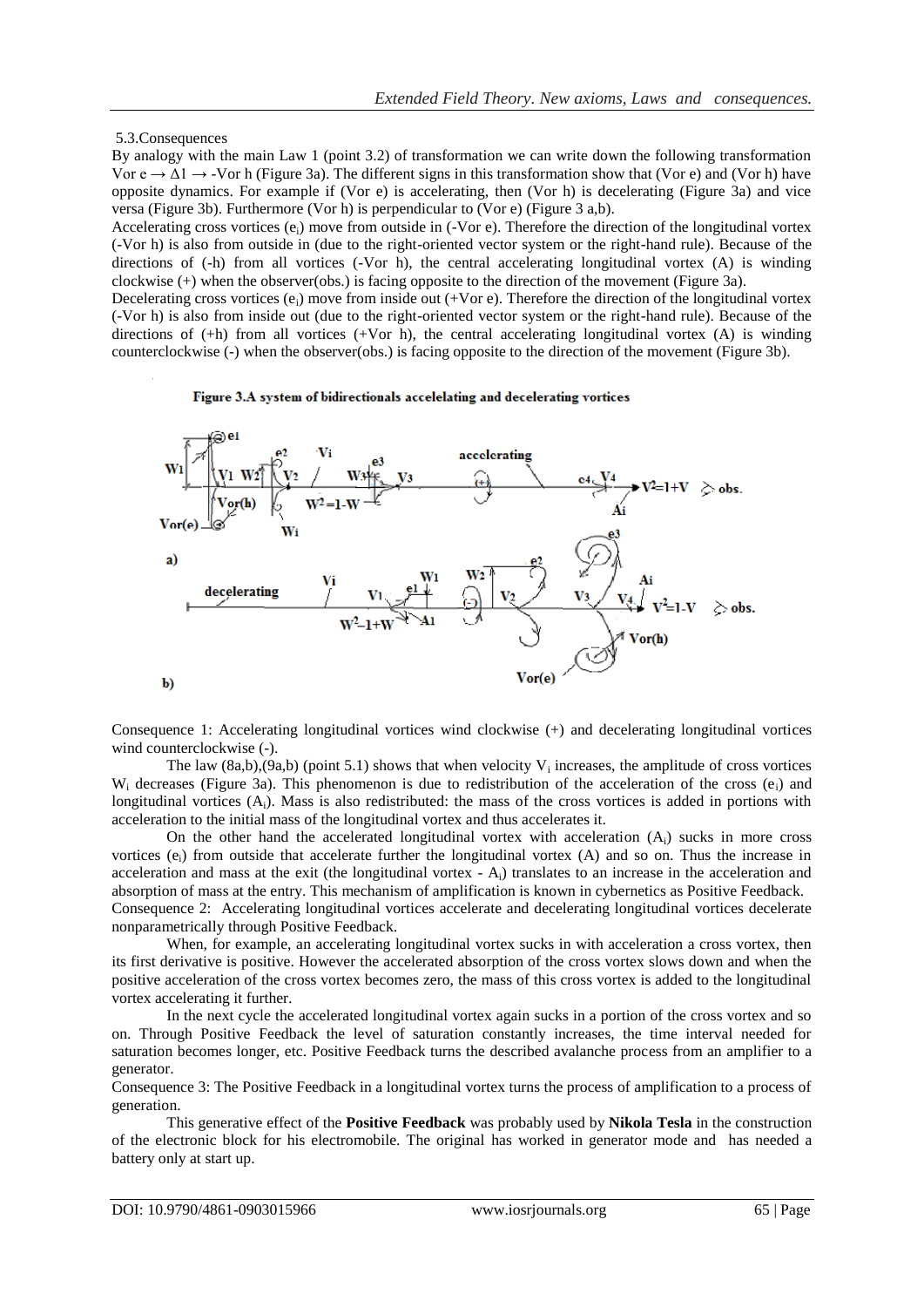5.3.Consequences

By analogy with the main Law 1 (point 3.2) of transformation we can write down the following transformation Vor e $\rightarrow \Delta 1 \rightarrow$ -Vor h (Figure 3a). The different signs in this transformation show that (Vor e) and (Vor h) have opposite dynamics. For example if (Vor e) is accelerating, then (Vor h) is decelerating (Figure 3a) and vice versa (Figure 3b). Furthermore (Vor h) is perpendicular to (Vor e) (Figure 3 a,b).

Accelerating cross vortices ($e_i$) move from outside in (-Vor e). Therefore the direction of the longitudinal vortex (-Vor h) is also from outside in (due to the right-oriented vector system or the right-hand rule). Because of the directions of (-h) from all vortices (-Vor h), the central accelerating longitudinal vortex (A) is winding clockwise (+) when the observer(obs.) is facing opposite to the direction of the movement (Figure 3a).

Decelerating cross vortices ($e_i$) move from inside out (+Vor e). Therefore the direction of the longitudinal vortex (-Vor h) is also from inside out (due to the right-oriented vector system or the right-hand rule). Because of the directions of (+h) from all vortices (+Vor h), the central accelerating longitudinal vortex (A) is winding counterclockwise (-) when the observer(obs.) is facing opposite to the direction of the movement (Figure 3b).

**Figure 3.A system of bidirectionals accelelating and decelerating vortices**

Consequence 1: Accelerating longitudinal vortices wind clockwise (+) and decelerating longitudinal vortices wind counterclockwise (-).

The law (8a,b),(9a,b) (point 5.1) shows that when velocity $V_i$ increases, the amplitude of cross vortices $W_i$ decreases (Figure 3a). This phenomenon is due to redistribution of the acceleration of the cross ($e_i$) and longitudinal vortices ($A_i$). Mass is also redistributed: the mass of the cross vortices is added in portions with acceleration to the initial mass of the longitudinal vortex and thus accelerates it.

On the other hand the accelerated longitudinal vortex with acceleration ($A_i$) sucks in more cross vortices ($e_i$) from outside that accelerate further the longitudinal vortex (A) and so on. Thus the increase in acceleration and mass at the exit (the longitudinal vortex - $A_i$) translates to an increase in the acceleration and absorption of mass at the entry. This mechanism of amplification is known in cybernetics as Positive Feedback.

Consequence 2: Accelerating longitudinal vortices accelerate and decelerating longitudinal vortices decelerate nonparametrically through Positive Feedback.

When, for example, an accelerating longitudinal vortex sucks in with acceleration a cross vortex, then its first derivative is positive. However the accelerated absorption of the cross vortex slows down and when the positive acceleration of the cross vortex becomes zero, the mass of this cross vortex is added to the longitudinal vortex accelerating it further.

In the next cycle the accelerated longitudinal vortex again sucks in a portion of the cross vortex and so on. Through Positive Feedback the level of saturation constantly increases, the time interval needed for saturation becomes longer, etc. Positive Feedback turns the described avalanche process from an amplifier to a generator.

Consequence 3: The Positive Feedback in a longitudinal vortex turns the process of amplification to a process of generation.

This generative effect of the **Positive Feedback** was probably used by **Nikola Tesla** in the construction of the electronic block for his electromobile. The original has worked in generator mode and has needed a battery only at start up.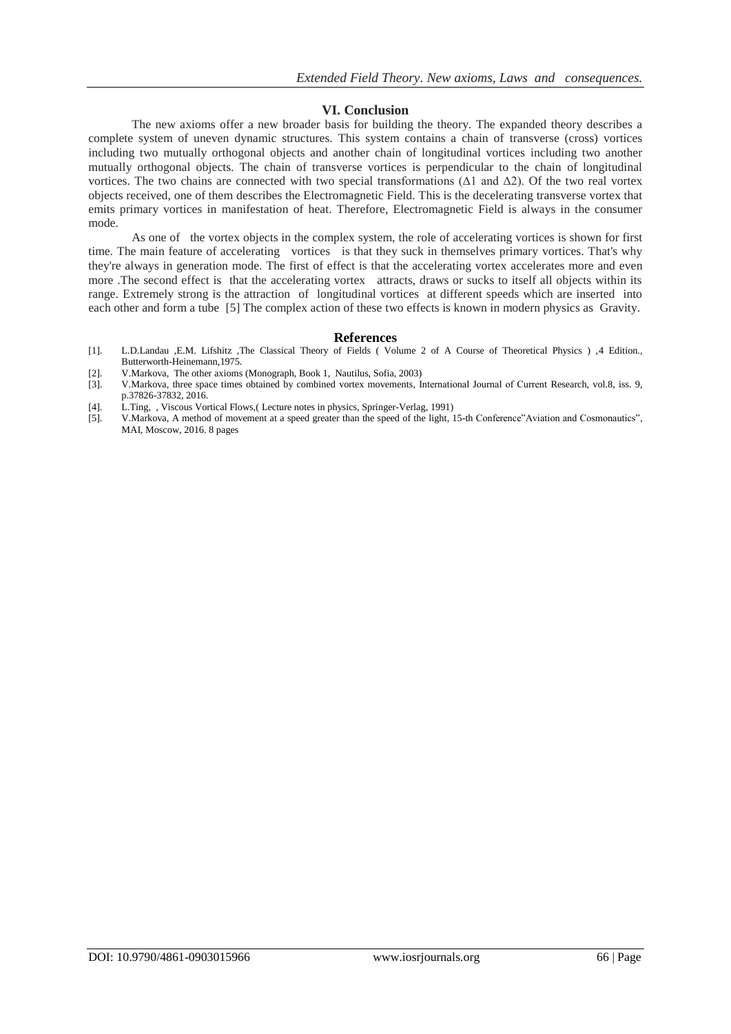## VI. Conclusion

The new axioms offer a new broader basis for building the theory. The expanded theory describes a complete system of uneven dynamic structures. This system contains a chain of transverse (cross) vortices including two mutually orthogonal objects and another chain of longitudinal vortices including two another mutually orthogonal objects. The chain of transverse vortices is perpendicular to the chain of longitudinal vortices. The two chains are connected with two special transformations ($\Delta 1$ and $\Delta 2$). Of the two real vortex objects received, one of them describes the Electromagnetic Field. This is the decelerating transverse vortex that emits primary vortices in manifestation of heat. Therefore, Electromagnetic Field is always in the consumer mode.

As one of the vortex objects in the complex system, the role of accelerating vortices is shown for first time. The main feature of accelerating vortices is that they suck in themselves primary vortices. That's why they're always in generation mode. The first of effect is that the accelerating vortex accelerates more and even more .The second effect is that the accelerating vortex attracts, draws or sucks to itself all objects within its range. Extremely strong is the attraction of longitudinal vortices at different speeds which are inserted into each other and form a tube [5] The complex action of these two effects is known in modern physics as Gravity.

## References

[1]. L.D.Landau ,E.M. Lifshitz ,The Classical Theory of Fields ( Volume 2 of A Course of Theoretical Physics ) ,4 Edition., Butterworth-Heinemann,1975.

[2]. V.Markova, The other axioms (Monograph, Book 1, Nautilus, Sofia, 2003)

[3]. V.Markova, three space times obtained by combined vortex movements, International Journal of Current Research, vol.8, iss. 9, p.37826-37832, 2016.

[4]. L.Ting, , Viscous Vortical Flows,( Lecture notes in physics, Springer-Verlag, 1991)

[5]. V.Markova, A method of movement at a speed greater than the speed of the light, 15-th Conference"Aviation and Cosmonautics", MAI, Moscow, 2016. 8 pages